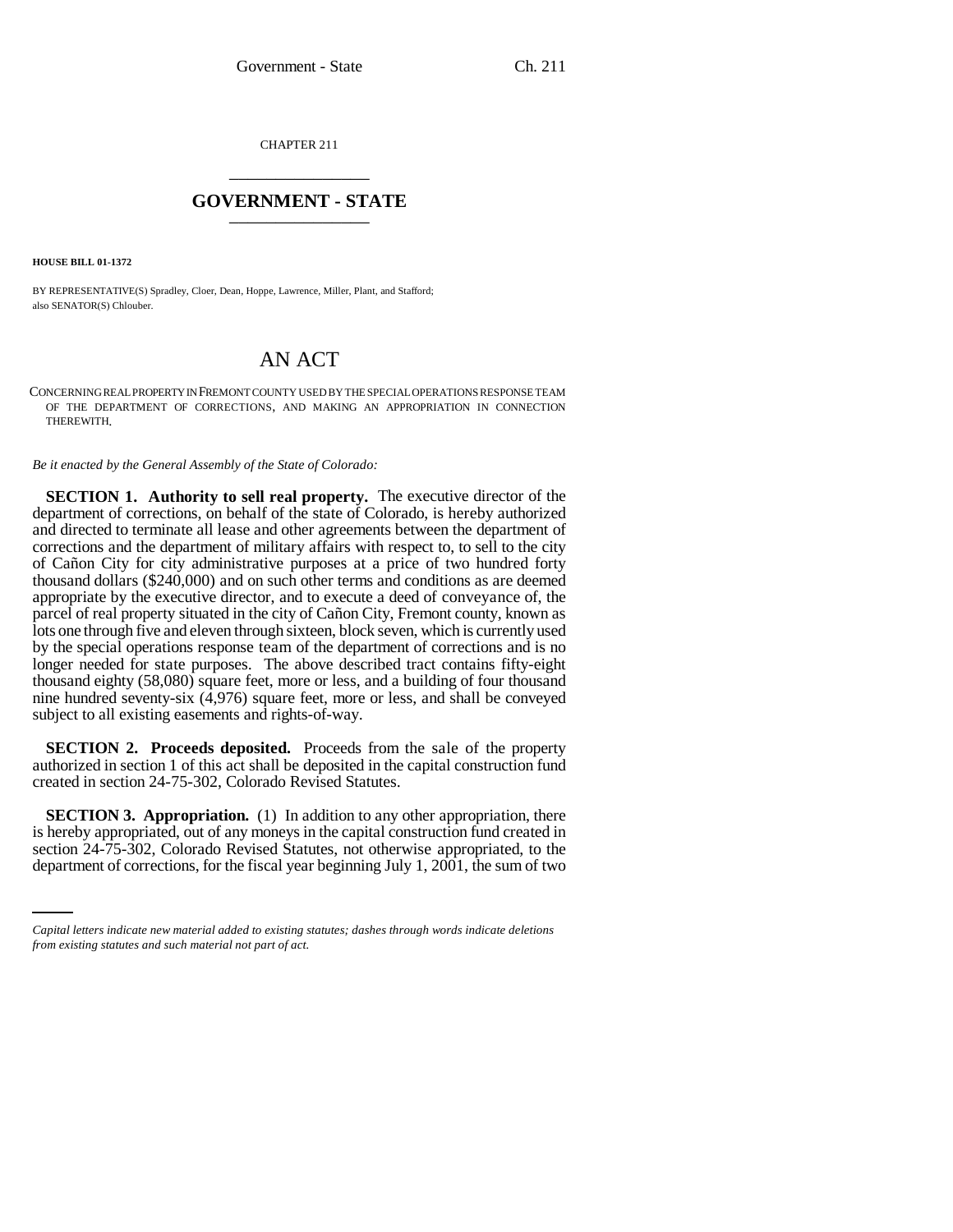CHAPTER 211

# GOVERNMENT - STATE

**HOUSE BILL 01-1372**

BY REPRESENTATIVE(S) Spradley, Cloer, Dean, Hoppe, Lawrence, Miller, Plant, and Stafford; also SENATOR(S) Chlouber.

# AN ACT

CONCERNING REAL PROPERTY IN FREMONT COUNTY USED BY THE SPECIAL OPERATIONS RESPONSE TEAM OF THE DEPARTMENT OF CORRECTIONS, AND MAKING AN APPROPRIATION IN CONNECTION THEREWITH.

*Be it enacted by the General Assembly of the State of Colorado:*

**SECTION 1. Authority to sell real property.** The executive director of the department of corrections, on behalf of the state of Colorado, is hereby authorized and directed to terminate all lease and other agreements between the department of corrections and the department of military affairs with respect to, to sell to the city of Cañon City for city administrative purposes at a price of two hundred forty thousand dollars ($240,000) and on such other terms and conditions as are deemed appropriate by the executive director, and to execute a deed of conveyance of, the parcel of real property situated in the city of Cañon City, Fremont county, known as lots one through five and eleven through sixteen, block seven, which is currently used by the special operations response team of the department of corrections and is no longer needed for state purposes. The above described tract contains fifty-eight thousand eighty (58,080) square feet, more or less, and a building of four thousand nine hundred seventy-six (4,976) square feet, more or less, and shall be conveyed subject to all existing easements and rights-of-way.

**SECTION 2. Proceeds deposited.** Proceeds from the sale of the property authorized in section 1 of this act shall be deposited in the capital construction fund created in section 24-75-302, Colorado Revised Statutes.

**SECTION 3. Appropriation.** (1) In addition to any other appropriation, there is hereby appropriated, out of any moneys in the capital construction fund created in section 24-75-302, Colorado Revised Statutes, not otherwise appropriated, to the department of corrections, for the fiscal year beginning July 1, 2001, the sum of two

*Capital letters indicate new material added to existing statutes; dashes through words indicate deletions from existing statutes and such material not part of act.*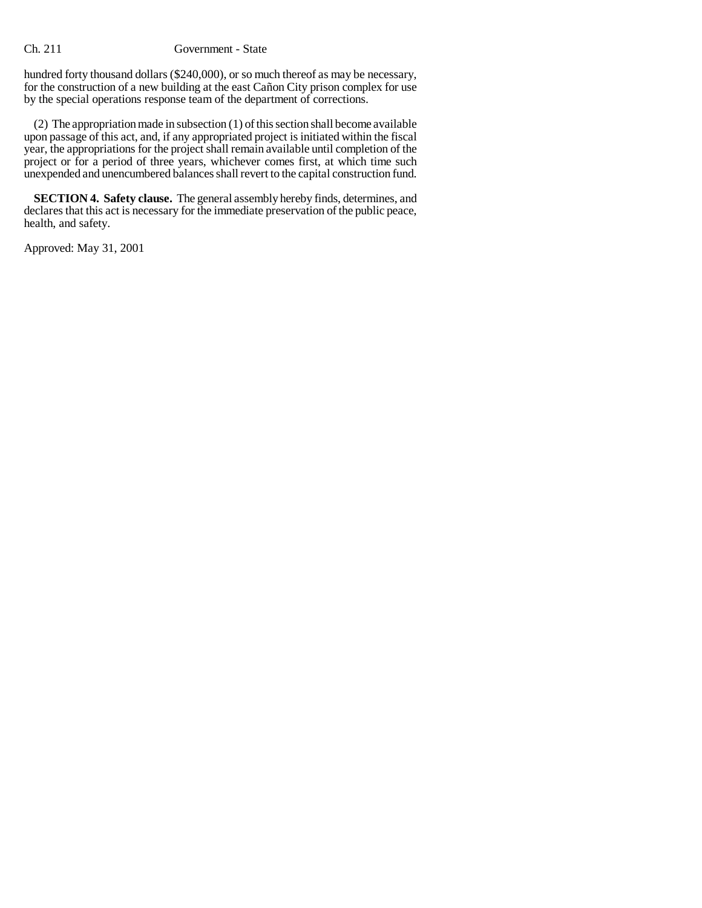hundred forty thousand dollars ($240,000), or so much thereof as may be necessary, for the construction of a new building at the east Cañon City prison complex for use by the special operations response team of the department of corrections.

(2) The appropriation made in subsection (1) of this section shall become available upon passage of this act, and, if any appropriated project is initiated within the fiscal year, the appropriations for the project shall remain available until completion of the project or for a period of three years, whichever comes first, at which time such unexpended and unencumbered balances shall revert to the capital construction fund.

**SECTION 4. Safety clause.** The general assembly hereby finds, determines, and declares that this act is necessary for the immediate preservation of the public peace, health, and safety.

Approved: May 31, 2001